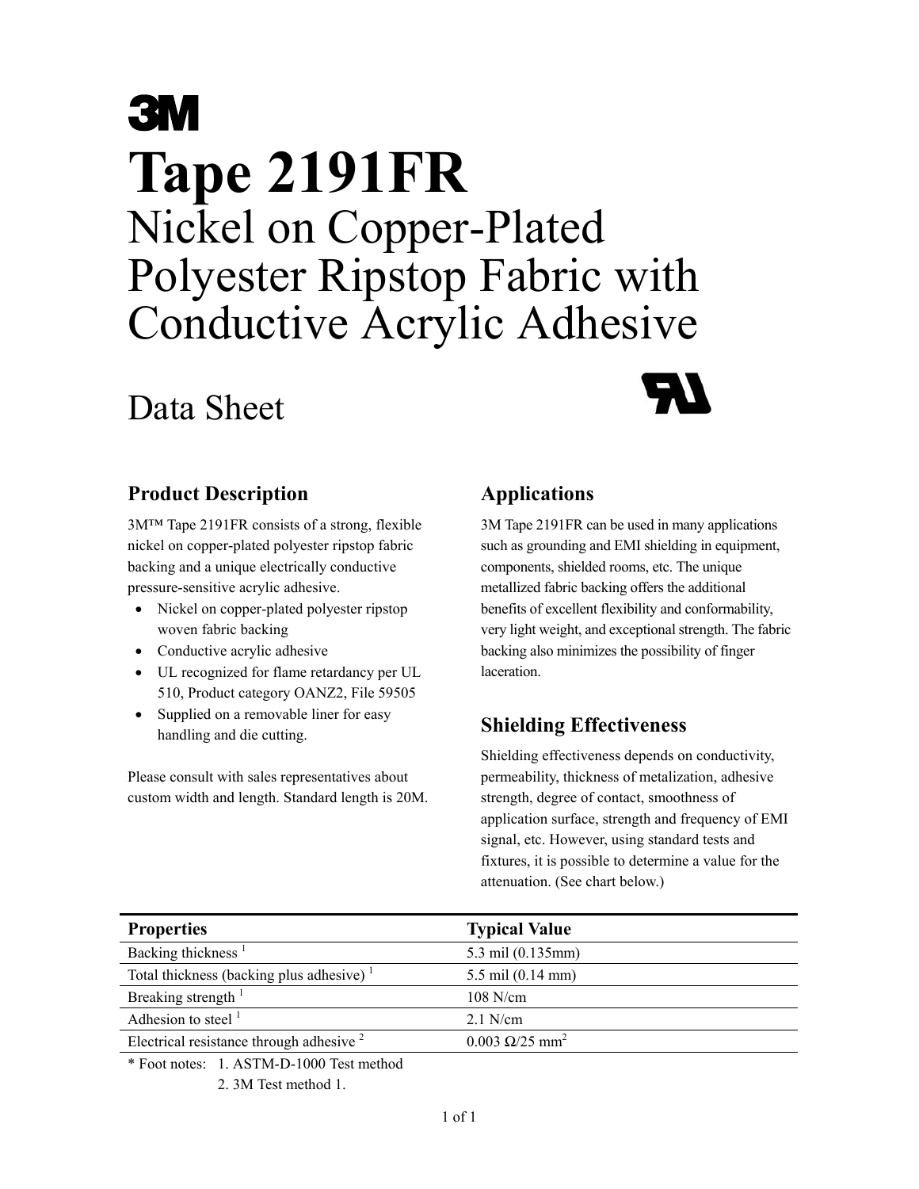3M

# Tape 2191FR

## Nickel on Copper-Plated Polyester Ripstop Fabric with Conductive Acrylic Adhesive

Data Sheet

### Product Description

3M™ Tape 2191FR consists of a strong, flexible nickel on copper-plated polyester ripstop fabric backing and a unique electrically conductive pressure-sensitive acrylic adhesive.

- Nickel on copper-plated polyester ripstop woven fabric backing
- Conductive acrylic adhesive
- UL recognized for flame retardancy per UL 510, Product category OANZ2, File 59505
- Supplied on a removable liner for easy handling and die cutting.

Please consult with sales representatives about custom width and length. Standard length is 20M.

### Applications

3M Tape 2191FR can be used in many applications such as grounding and EMI shielding in equipment, components, shielded rooms, etc. The unique metallized fabric backing offers the additional benefits of excellent flexibility and conformability, very light weight, and exceptional strength. The fabric backing also minimizes the possibility of finger laceration.

### Shielding Effectiveness

Shielding effectiveness depends on conductivity, permeability, thickness of metalization, adhesive strength, degree of contact, smoothness of application surface, strength and frequency of EMI signal, etc. However, using standard tests and fixtures, it is possible to determine a value for the attenuation. (See chart below.)

| Properties | Typical Value |
|---|---|
| Backing thickness [1] | 5.3 mil (0.135mm) |
| Total thickness (backing plus adhesive) [1] | 5.5 mil (0.14 mm) |
| Breaking strength [1] | 108 N/cm |
| Adhesion to steel [1] | 2.1 N/cm |
| Electrical resistance through adhesive [2] | 0.003 Ω/25 $mm^2$ |

\* Foot notes: 1. ASTM-D-1000 Test method
2. 3M Test method 1.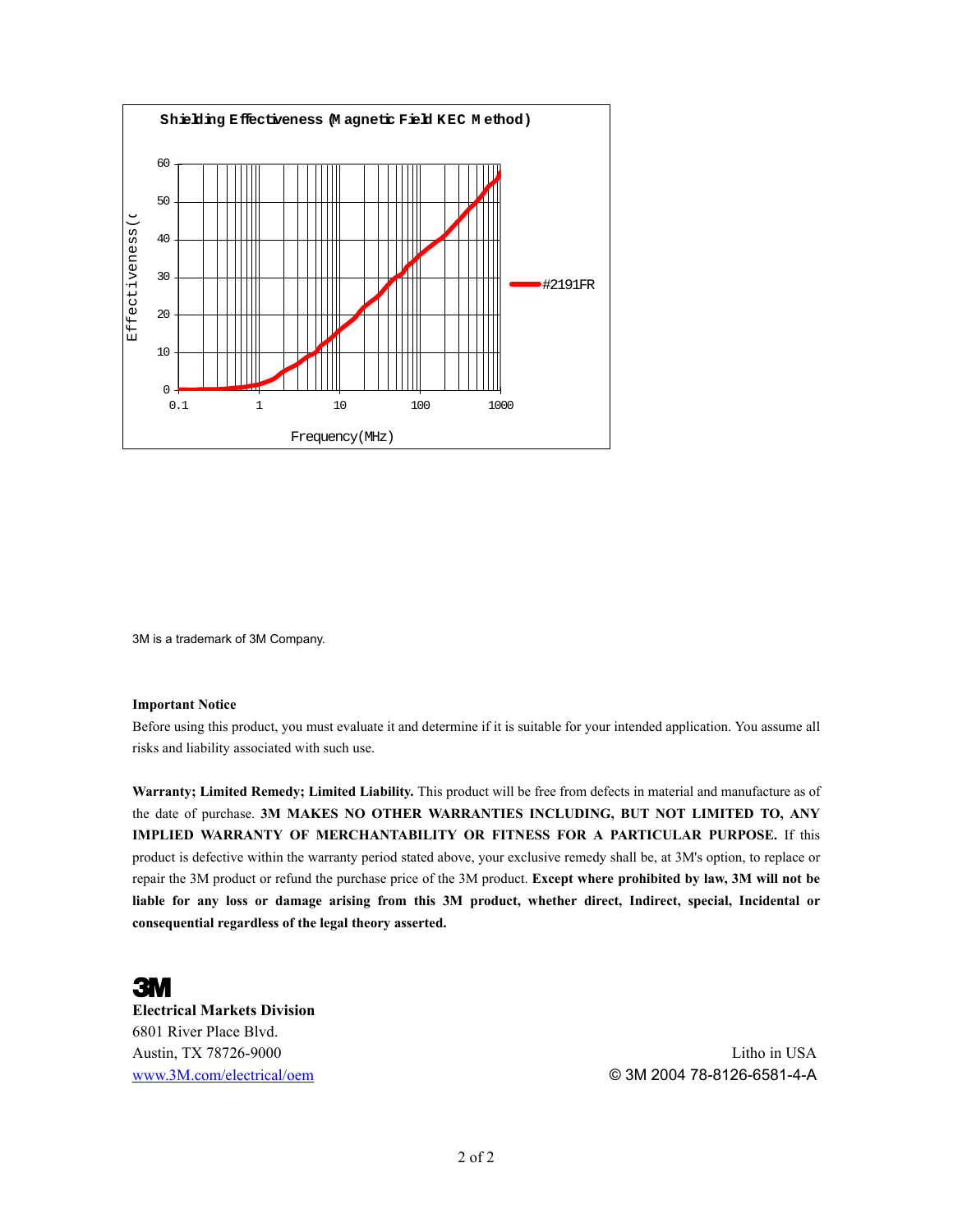Shielding Effectiveness (Magnetic Field KEC Method)

Effectiveness(

60
50
40
30
20
10
0

0.1
1
10
100
1000

Frequency(MHz)

#2191FR

3M is a trademark of 3M Company.

**Important Notice**

Before using this product, you must evaluate it and determine if it is suitable for your intended application. You assume all risks and liability associated with such use.

**Warranty; Limited Remedy; Limited Liability.** This product will be free from defects in material and manufacture as of the date of purchase. **3M MAKES NO OTHER WARRANTIES INCLUDING, BUT NOT LIMITED TO, ANY IMPLIED WARRANTY OF MERCHANTABILITY OR FITNESS FOR A PARTICULAR PURPOSE.** If this product is defective within the warranty period stated above, your exclusive remedy shall be, at 3M's option, to replace or repair the 3M product or refund the purchase price of the 3M product. **Except where prohibited by law, 3M will not be liable for any loss or damage arising from this 3M product, whether direct, Indirect, special, Incidental or consequential regardless of the legal theory asserted.**

**3M**

**Electrical Markets Division**
6801 River Place Blvd.
Austin, TX 78726-9000
www.3M.com/electrical/oem

Litho in USA
© 3M 2004 78-8126-6581-4-A